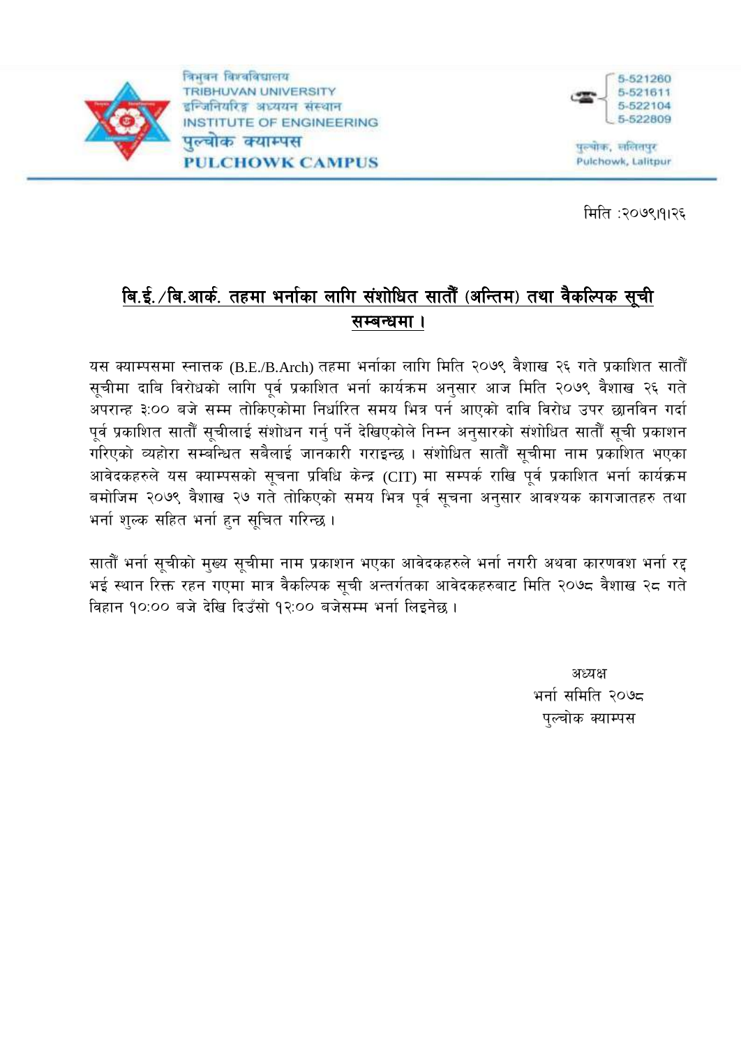त्रिभुवन विश्वविद्यालय
TRIBHUVAN UNIVERSITY
इन्जिनियरिङ्ग अध्ययन संस्थान
INSTITUTE OF ENGINEERING
पुल्चोक क्याम्पस
PULCHOWK CAMPUS

5-521260
5-521611
5-522104
5-522809

पुल्चोक, ललितपुर
Pulchowk, Lalitpur

मिति :२०७९।१।२६

## बि.ई./बि.आर्क. तहमा भर्नाका लागि संशोधित सातौँ (अन्तिम) तथा वैकल्पिक सूची सम्बन्धमा ।

यस क्याम्पसमा स्नात्तक (B.E./B.Arch) तहमा भर्नाका लागि मिति २०७९ वैशाख २६ गते प्रकाशित सातौँ सूचीमा दाबि विरोधको लागि पूर्व प्रकाशित भर्ना कार्यक्रम अनुसार आज मिति २०७९ वैशाख २६ गते अपरान्ह ३:०० बजे सम्म तोकिएकोमा निर्धारित समय भित्र पर्न आएको दावि विरोध उपर छानविन गर्दा पूर्व प्रकाशित सातौँ सूचीलाई संशोधन गर्नु पर्ने देखिएकोले निम्न अनुसारको संशोधित सातौँ सूची प्रकाशन गरिएको व्यहोरा सम्बन्धित सबैलाई जानकारी गराइन्छ । संशोधित सातौँ सूचीमा नाम प्रकाशित भएका आवेदकहरुले यस क्याम्पसको सूचना प्रविधि केन्द्र (CIT) मा सम्पर्क राखि पूर्व प्रकाशित भर्ना कार्यक्रम बमोजिम २०७९ वैशाख २७ गते तोकिएको समय भित्र पूर्व सूचना अनुसार आवश्यक कागजातहरु तथा भर्ना शुल्क सहित भर्ना हुन सूचित गरिन्छ ।

सातौँ भर्ना सूचीको मुख्य सूचीमा नाम प्रकाशन भएका आवेदकहरुले भर्ना नगरी अथवा कारणवश भर्ना रद्द भई स्थान रिक्त रहन गएमा मात्र वैकल्पिक सूची अन्तर्गतका आवेदकहरुबाट मिति २०७८ वैशाख २८ गते विहान १०:०० बजे देखि दिउँसो १२:०० बजेसम्म भर्ना लिइनेछ ।

अध्यक्ष
भर्ना समिति २०७८
पुल्चोक क्याम्पस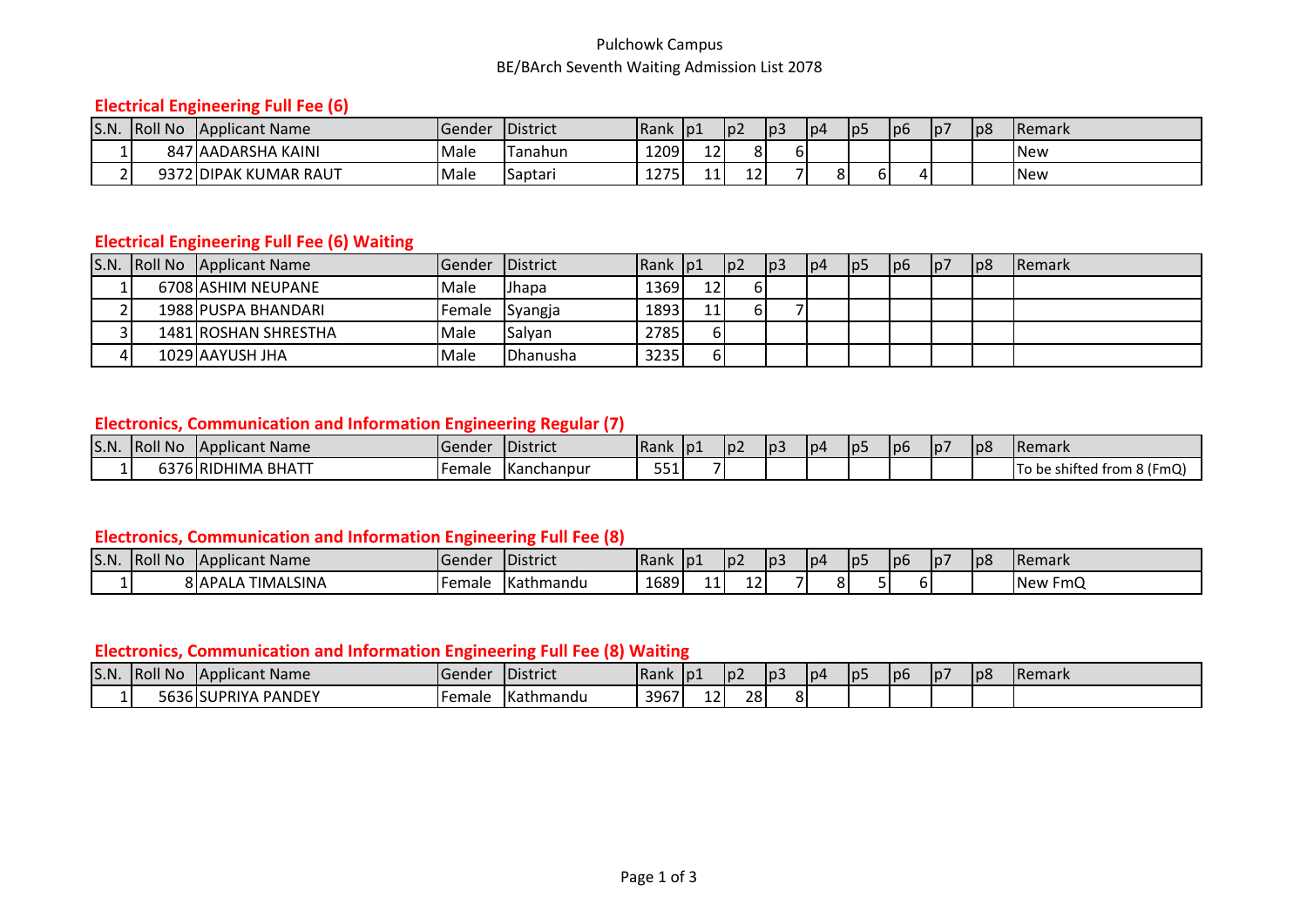Pulchowk Campus

BE/BArch Seventh Waiting Admission List 2078

### Electrical Engineering Full Fee (6)

| S.N. | Roll No | Applicant Name | Gender | District | Rank | p1 | p2 | p3 | p4 | p5 | p6 | p7 | p8 | Remark |
|---|---|---|---|---|---|---|---|---|---|---|---|---|---|---|
| 1 | 847 | AADARSHA KAINI | Male | Tanahun | 1209 | 12 | 8 | 6 | | | | | | New |
| 2 | 9372 | DIPAK KUMAR RAUT | Male | Saptari | 1275 | 11 | 12 | 7 | 8 | 6 | 4 | | | New |

### Electrical Engineering Full Fee (6) Waiting

| S.N. | Roll No | Applicant Name | Gender | District | Rank | p1 | p2 | p3 | p4 | p5 | p6 | p7 | p8 | Remark |
|---|---|---|---|---|---|---|---|---|---|---|---|---|---|---|
| 1 | 6708 | ASHIM NEUPANE | Male | Jhapa | 1369 | 12 | 6 | | | | | | | |
| 2 | 1988 | PUSPA BHANDARI | Female | Syangja | 1893 | 11 | 6 | 7 | | | | | | |
| 3 | 1481 | ROSHAN SHRESTHA | Male | Salyan | 2785 | 6 | | | | | | | | |
| 4 | 1029 | AAYUSH JHA | Male | Dhanusha | 3235 | 6 | | | | | | | | |

### Electronics, Communication and Information Engineering Regular (7)

| S.N. | Roll No | Applicant Name | Gender | District | Rank | p1 | p2 | p3 | p4 | p5 | p6 | p7 | p8 | Remark |
|---|---|---|---|---|---|---|---|---|---|---|---|---|---|---|
| 1 | 6376 | RIDHIMA BHATT | Female | Kanchanpur | 551 | 7 | | | | | | | | To be shifted from 8 (FmQ) |

### Electronics, Communication and Information Engineering Full Fee (8)

| S.N. | Roll No | Applicant Name | Gender | District | Rank | p1 | p2 | p3 | p4 | p5 | p6 | p7 | p8 | Remark |
|---|---|---|---|---|---|---|---|---|---|---|---|---|---|---|
| 1 | 8 | APALA TIMALSINA | Female | Kathmandu | 1689 | 11 | 12 | 7 | 8 | 5 | 6 | | | New FmQ |

### Electronics, Communication and Information Engineering Full Fee (8) Waiting

| S.N. | Roll No | Applicant Name | Gender | District | Rank | p1 | p2 | p3 | p4 | p5 | p6 | p7 | p8 | Remark |
|---|---|---|---|---|---|---|---|---|---|---|---|---|---|---|
| 1 | 5636 | SUPRIYA PANDEY | Female | Kathmandu | 3967 | 12 | 28 | 8 | | | | | | |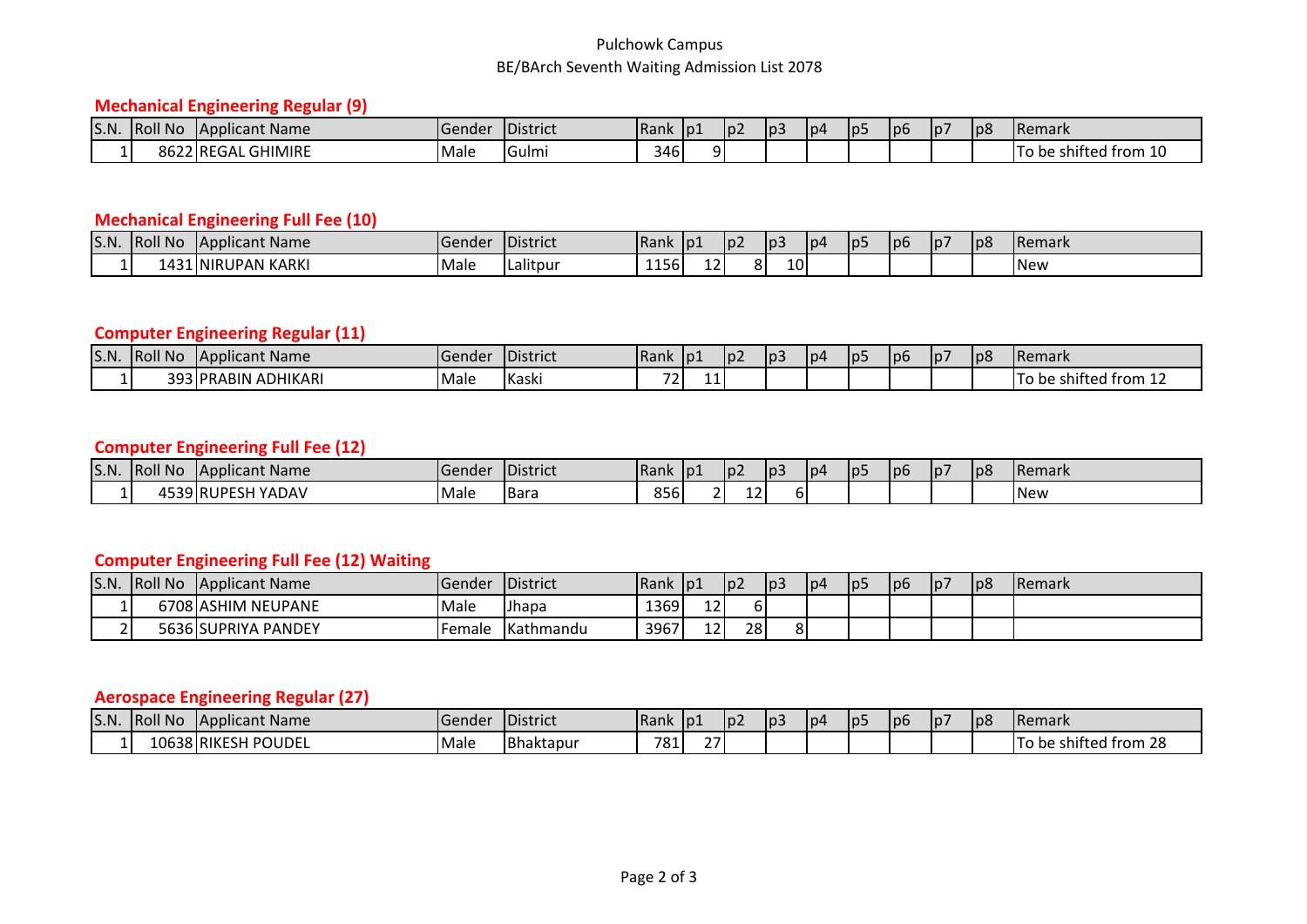Pulchowk Campus

BE/BArch Seventh Waiting Admission List 2078

### Mechanical Engineering Regular (9)

| S.N. | Roll No | Applicant Name | Gender | District | Rank | p1 | p2 | p3 | p4 | p5 | p6 | p7 | p8 | Remark |
|---|---|---|---|---|---|---|---|---|---|---|---|---|---|---|
| 1 | 8622 | REGAL GHIMIRE | Male | Gulmi | 346 | 9 | | | | | | | | To be shifted from 10 |

### Mechanical Engineering Full Fee (10)

| S.N. | Roll No | Applicant Name | Gender | District | Rank | p1 | p2 | p3 | p4 | p5 | p6 | p7 | p8 | Remark |
|---|---|---|---|---|---|---|---|---|---|---|---|---|---|---|
| 1 | 1431 | NIRUPAN KARKI | Male | Lalitpur | 1156 | 12 | 8 | 10 | | | | | | New |

### Computer Engineering Regular (11)

| S.N. | Roll No | Applicant Name | Gender | District | Rank | p1 | p2 | p3 | p4 | p5 | p6 | p7 | p8 | Remark |
|---|---|---|---|---|---|---|---|---|---|---|---|---|---|---|
| 1 | 393 | PRABIN ADHIKARI | Male | Kaski | 72 | 11 | | | | | | | | To be shifted from 12 |

### Computer Engineering Full Fee (12)

| S.N. | Roll No | Applicant Name | Gender | District | Rank | p1 | p2 | p3 | p4 | p5 | p6 | p7 | p8 | Remark |
|---|---|---|---|---|---|---|---|---|---|---|---|---|---|---|
| 1 | 4539 | RUPESH YADAV | Male | Bara | 856 | 2 | 12 | 6 | | | | | | New |

### Computer Engineering Full Fee (12) Waiting

| S.N. | Roll No | Applicant Name | Gender | District | Rank | p1 | p2 | p3 | p4 | p5 | p6 | p7 | p8 | Remark |
|---|---|---|---|---|---|---|---|---|---|---|---|---|---|---|
| 1 | 6708 | ASHIM NEUPANE | Male | Jhapa | 1369 | 12 | 6 | | | | | | | |
| 2 | 5636 | SUPRIYA PANDEY | Female | Kathmandu | 3967 | 12 | 28 | 8 | | | | | | |

### Aerospace Engineering Regular (27)

| S.N. | Roll No | Applicant Name | Gender | District | Rank | p1 | p2 | p3 | p4 | p5 | p6 | p7 | p8 | Remark |
|---|---|---|---|---|---|---|---|---|---|---|---|---|---|---|
| 1 | 10638 | RIKESH POUDEL | Male | Bhaktapur | 781 | 27 | | | | | | | | To be shifted from 28 |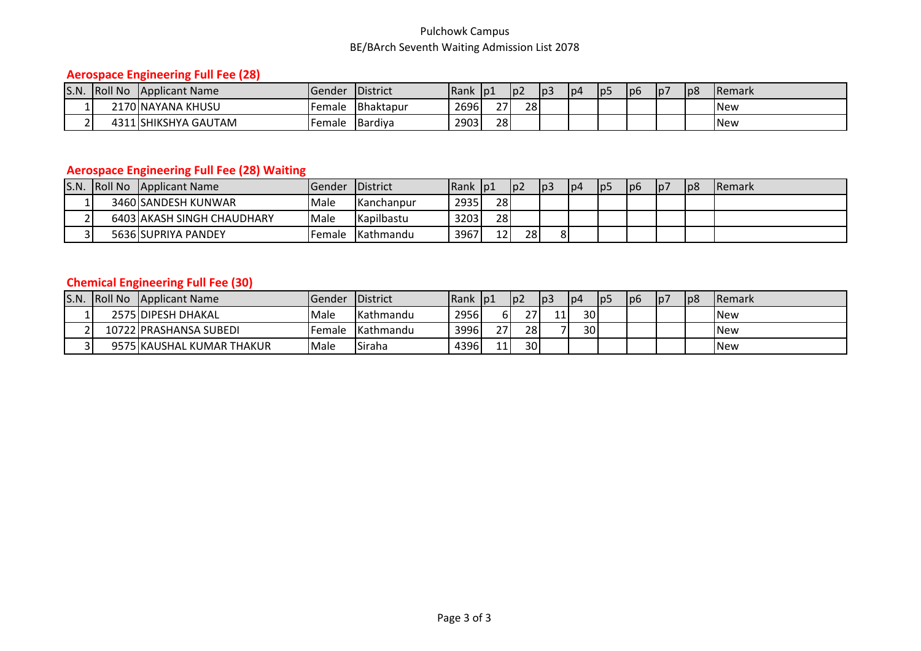Pulchowk Campus

BE/BArch Seventh Waiting Admission List 2078

### Aerospace Engineering Full Fee (28)

| S.N. | Roll No | Applicant Name | Gender | District | Rank | p1 | p2 | p3 | p4 | p5 | p6 | p7 | p8 | Remark |
|---|---|---|---|---|---|---|---|---|---|---|---|---|---|---|
| 1 | 2170 | NAYANA KHUSU | Female | Bhaktapur | 2696 | 27 | 28 | | | | | | | New |
| 2 | 4311 | SHIKSHYA GAUTAM | Female | Bardiya | 2903 | 28 | | | | | | | | New |

### Aerospace Engineering Full Fee (28) Waiting

| S.N. | Roll No | Applicant Name | Gender | District | Rank | p1 | p2 | p3 | p4 | p5 | p6 | p7 | p8 | Remark |
|---|---|---|---|---|---|---|---|---|---|---|---|---|---|---|
| 1 | 3460 | SANDESH KUNWAR | Male | Kanchanpur | 2935 | 28 | | | | | | | | |
| 2 | 6403 | AKASH SINGH CHAUDHARY | Male | Kapilbastu | 3203 | 28 | | | | | | | | |
| 3 | 5636 | SUPRIYA PANDEY | Female | Kathmandu | 3967 | 12 | 28 | 8 | | | | | | |

### Chemical Engineering Full Fee (30)

| S.N. | Roll No | Applicant Name | Gender | District | Rank | p1 | p2 | p3 | p4 | p5 | p6 | p7 | p8 | Remark |
|---|---|---|---|---|---|---|---|---|---|---|---|---|---|---|
| 1 | 2575 | DIPESH DHAKAL | Male | Kathmandu | 2956 | 6 | 27 | 11 | 30 | | | | | New |
| 2 | 10722 | PRASHANSA SUBEDI | Female | Kathmandu | 3996 | 27 | 28 | 7 | 30 | | | | | New |
| 3 | 9575 | KAUSHAL KUMAR THAKUR | Male | Siraha | 4396 | 11 | 30 | | | | | | | New |